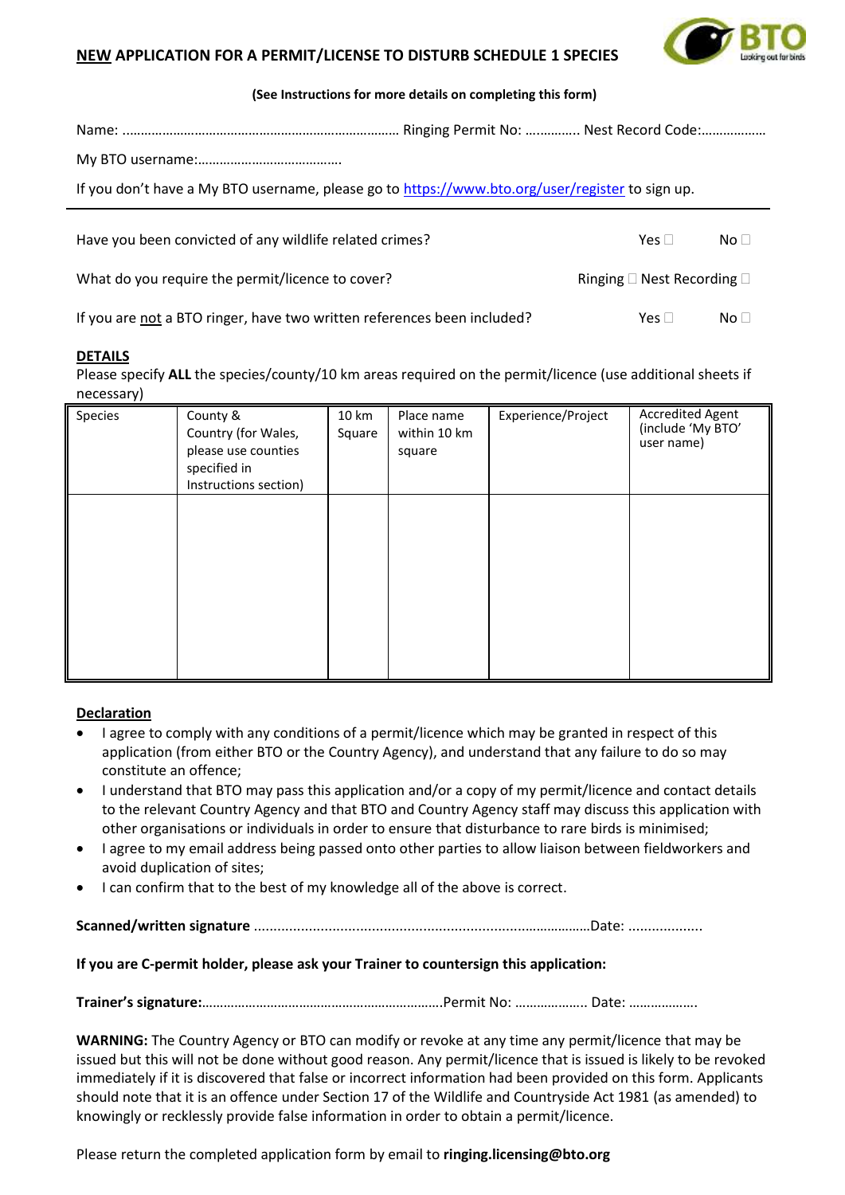## <u>NEW</u> APPLICATION FOR A PERMIT/LICENSE TO DISTURB SCHEDULE 1 SPECIES

**(See Instructions for more details on completing this form)**

Name: ………………………………………………………………… Ringing Permit No: ………….. Nest Record Code:………………

My BTO username:………………………………….

If you don't have a My BTO username, please go to https://www.bto.org/user/register to sign up.

---

Have you been convicted of any wildlife related crimes? Yes ☐ No ☐

What do you require the permit/licence to cover? Ringing ☐ Nest Recording ☐

If you are <u>not</u> a BTO ringer, have two written references been included? Yes ☐ No ☐

**<u>DETAILS</u>**

Please specify **ALL** the species/county/10 km areas required on the permit/licence (use additional sheets if necessary)

| Species | County & Country (for Wales, please use counties specified in Instructions section) | 10 km Square | Place name within 10 km square | Experience/Project | Accredited Agent (include 'My BTO' user name) |
|---|---|---|---|---|---|
| | | | | | |

**<u>Declaration</u>**

- I agree to comply with any conditions of a permit/licence which may be granted in respect of this application (from either BTO or the Country Agency), and understand that any failure to do so may constitute an offence;
- I understand that BTO may pass this application and/or a copy of my permit/licence and contact details to the relevant Country Agency and that BTO and Country Agency staff may discuss this application with other organisations or individuals in order to ensure that disturbance to rare birds is minimised;
- I agree to my email address being passed onto other parties to allow liaison between fieldworkers and avoid duplication of sites;
- I can confirm that to the best of my knowledge all of the above is correct.

**Scanned/written signature** ……………………………………………………………………………Date: ..................

**If you are C-permit holder, please ask your Trainer to countersign this application:**

**Trainer's signature:**………………………………………………………Permit No: ………………. Date: ……………….

**WARNING:** The Country Agency or BTO can modify or revoke at any time any permit/licence that may be issued but this will not be done without good reason. Any permit/licence that is issued is likely to be revoked immediately if it is discovered that false or incorrect information had been provided on this form. Applicants should note that it is an offence under Section 17 of the Wildlife and Countryside Act 1981 (as amended) to knowingly or recklessly provide false information in order to obtain a permit/licence.

Please return the completed application form by email to **ringing.licensing@bto.org**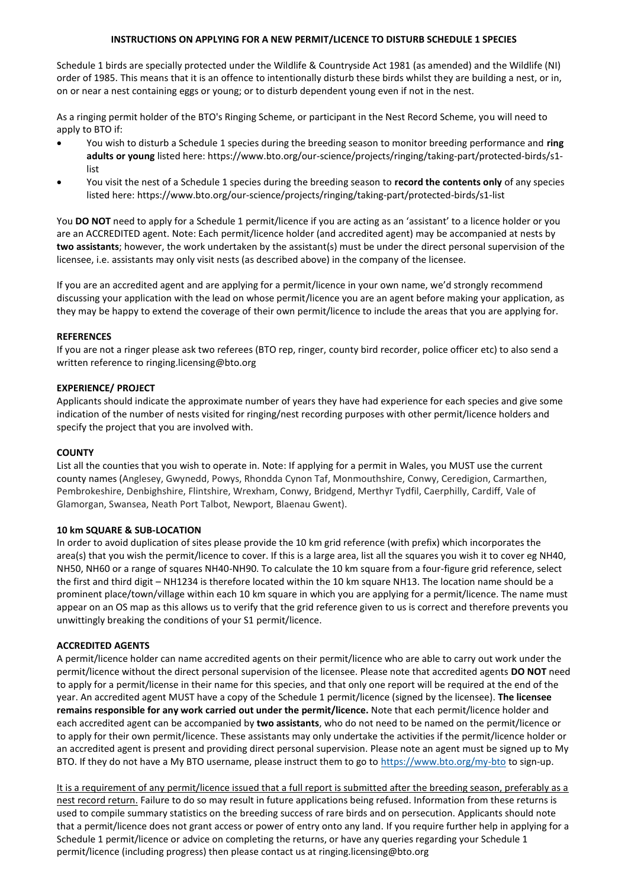# INSTRUCTIONS ON APPLYING FOR A NEW PERMIT/LICENCE TO DISTURB SCHEDULE 1 SPECIES

Schedule 1 birds are specially protected under the Wildlife & Countryside Act 1981 (as amended) and the Wildlife (NI) order of 1985. This means that it is an offence to intentionally disturb these birds whilst they are building a nest, or in, on or near a nest containing eggs or young; or to disturb dependent young even if not in the nest.

As a ringing permit holder of the BTO's Ringing Scheme, or participant in the Nest Record Scheme, you will need to apply to BTO if:

- You wish to disturb a Schedule 1 species during the breeding season to monitor breeding performance and **ring adults or young** listed here: https://www.bto.org/our-science/projects/ringing/taking-part/protected-birds/s1-list
- You visit the nest of a Schedule 1 species during the breeding season to **record the contents only** of any species listed here: https://www.bto.org/our-science/projects/ringing/taking-part/protected-birds/s1-list

You **DO NOT** need to apply for a Schedule 1 permit/licence if you are acting as an 'assistant' to a licence holder or you are an ACCREDITED agent. Note: Each permit/licence holder (and accredited agent) may be accompanied at nests by **two assistants**; however, the work undertaken by the assistant(s) must be under the direct personal supervision of the licensee, i.e. assistants may only visit nests (as described above) in the company of the licensee.

If you are an accredited agent and are applying for a permit/licence in your own name, we'd strongly recommend discussing your application with the lead on whose permit/licence you are an agent before making your application, as they may be happy to extend the coverage of their own permit/licence to include the areas that you are applying for.

**REFERENCES**

If you are not a ringer please ask two referees (BTO rep, ringer, county bird recorder, police officer etc) to also send a written reference to ringing.licensing@bto.org

**EXPERIENCE/ PROJECT**

Applicants should indicate the approximate number of years they have had experience for each species and give some indication of the number of nests visited for ringing/nest recording purposes with other permit/licence holders and specify the project that you are involved with.

**COUNTY**

List all the counties that you wish to operate in. Note: If applying for a permit in Wales, you MUST use the current county names (Anglesey, Gwynedd, Powys, Rhondda Cynon Taf, Monmouthshire, Conwy, Ceredigion, Carmarthen, Pembrokeshire, Denbighshire, Flintshire, Wrexham, Conwy, Bridgend, Merthyr Tydfil, Caerphilly, Cardiff, Vale of Glamorgan, Swansea, Neath Port Talbot, Newport, Blaenau Gwent).

**10 km SQUARE & SUB-LOCATION**

In order to avoid duplication of sites please provide the 10 km grid reference (with prefix) which incorporates the area(s) that you wish the permit/licence to cover. If this is a large area, list all the squares you wish it to cover eg NH40, NH50, NH60 or a range of squares NH40-NH90. To calculate the 10 km square from a four-figure grid reference, select the first and third digit – NH1234 is therefore located within the 10 km square NH13. The location name should be a prominent place/town/village within each 10 km square in which you are applying for a permit/licence. The name must appear on an OS map as this allows us to verify that the grid reference given to us is correct and therefore prevents you unwittingly breaking the conditions of your S1 permit/licence.

**ACCREDITED AGENTS**

A permit/licence holder can name accredited agents on their permit/licence who are able to carry out work under the permit/licence without the direct personal supervision of the licensee. Please note that accredited agents **DO NOT** need to apply for a permit/license in their name for this species, and that only one report will be required at the end of the year. An accredited agent MUST have a copy of the Schedule 1 permit/licence (signed by the licensee). **The licensee remains responsible for any work carried out under the permit/licence.** Note that each permit/licence holder and each accredited agent can be accompanied by **two assistants**, who do not need to be named on the permit/licence or to apply for their own permit/licence. These assistants may only undertake the activities if the permit/licence holder or an accredited agent is present and providing direct personal supervision. Please note an agent must be signed up to My BTO. If they do not have a My BTO username, please instruct them to go to https://www.bto.org/my-bto to sign-up.

It is a requirement of any permit/licence issued that a full report is submitted after the breeding season, preferably as a nest record return. Failure to do so may result in future applications being refused. Information from these returns is used to compile summary statistics on the breeding success of rare birds and on persecution. Applicants should note that a permit/licence does not grant access or power of entry onto any land. If you require further help in applying for a Schedule 1 permit/licence or advice on completing the returns, or have any queries regarding your Schedule 1 permit/licence (including progress) then please contact us at ringing.licensing@bto.org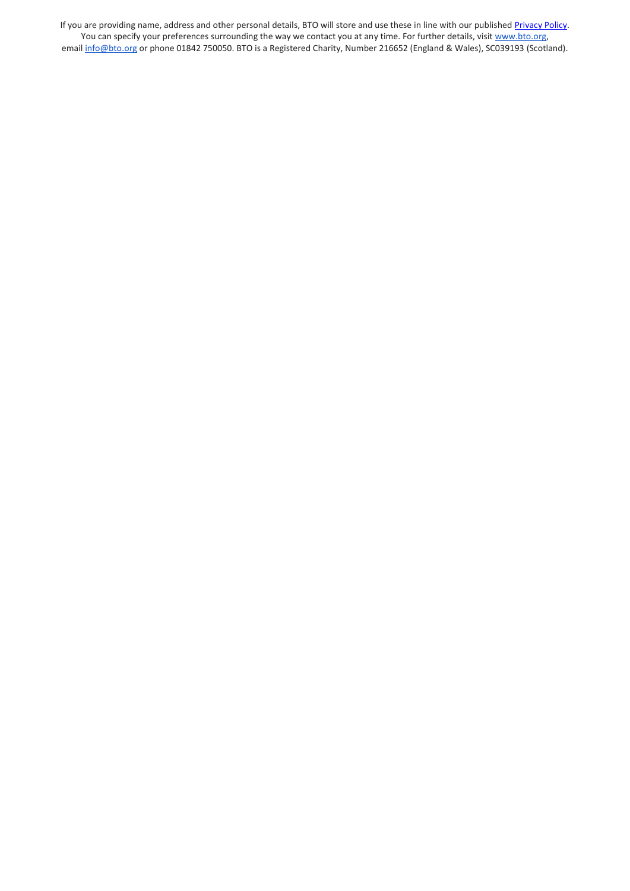If you are providing name, address and other personal details, BTO will store and use these in line with our published [Privacy Policy](). You can specify your preferences surrounding the way we contact you at any time. For further details, visit [www.bto.org](), email [info@bto.org]() or phone 01842 750050. BTO is a Registered Charity, Number 216652 (England & Wales), SC039193 (Scotland).